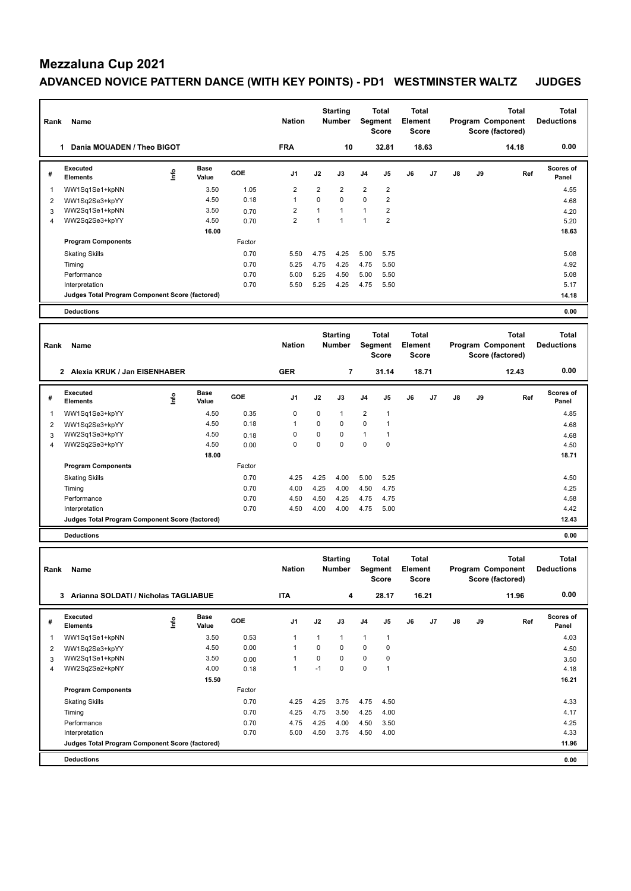# Mezzaluna Cup 2021

## ADVANCED NOVICE PATTERN DANCE (WITH KEY POINTS) - PD1 WESTMINSTER WALTZ JUDGES

| Rank | Name | Nation | Starting Number | Total Segment Score | Total Element Score | Total Program Component Score (factored) | Total Deductions |
|---|---|---|---|---|---|---|---|
| 1 | Dania MOUADEN / Theo BIGOT | FRA | 10 | 32.81 | 18.63 | 14.18 | 0.00 |

| # | Executed Elements | Info | Base Value | GOE | J1 | J2 | J3 | J4 | J5 | J6 | J7 | J8 | J9 | Ref | Scores of Panel |
|---|---|---|---|---|---|---|---|---|---|---|---|---|---|---|---|
| 1 | WW1Sq1Se1+kpNN | | 3.50 | 1.05 | 2 | 2 | 2 | 2 | 2 | | | | | | 4.55 |
| 2 | WW1Sq2Se3+kpYY | | 4.50 | 0.18 | 1 | 0 | 0 | 0 | 2 | | | | | | 4.68 |
| 3 | WW2Sq1Se1+kpNN | | 3.50 | 0.70 | 2 | 1 | 1 | 1 | 2 | | | | | | 4.20 |
| 4 | WW2Sq2Se3+kpYY | | 4.50 | 0.70 | 2 | 1 | 1 | 1 | 2 | | | | | | 5.20 |
| | | | 16.00 | | | | | | | | | | | | 18.63 |
| | **Program Components** | | | Factor | | | | | | | | | | | |
| | Skating Skills | | | 0.70 | 5.50 | 4.75 | 4.25 | 5.00 | 5.75 | | | | | | 5.08 |
| | Timing | | | 0.70 | 5.25 | 4.75 | 4.25 | 4.75 | 5.50 | | | | | | 4.92 |
| | Performance | | | 0.70 | 5.00 | 5.25 | 4.50 | 5.00 | 5.50 | | | | | | 5.08 |
| | Interpretation | | | 0.70 | 5.50 | 5.25 | 4.25 | 4.75 | 5.50 | | | | | | 5.17 |
| | **Judges Total Program Component Score (factored)** | | | | | | | | | | | | | | 14.18 |
| | **Deductions** | | | | | | | | | | | | | | 0.00 |

| Rank | Name | Nation | Starting Number | Total Segment Score | Total Element Score | Total Program Component Score (factored) | Total Deductions |
|---|---|---|---|---|---|---|---|
| 2 | Alexia KRUK / Jan EISENHABER | GER | 7 | 31.14 | 18.71 | 12.43 | 0.00 |

| # | Executed Elements | Info | Base Value | GOE | J1 | J2 | J3 | J4 | J5 | J6 | J7 | J8 | J9 | Ref | Scores of Panel |
|---|---|---|---|---|---|---|---|---|---|---|---|---|---|---|---|
| 1 | WW1Sq1Se3+kpYY | | 4.50 | 0.35 | 0 | 0 | 1 | 2 | 1 | | | | | | 4.85 |
| 2 | WW1Sq2Se3+kpYY | | 4.50 | 0.18 | 1 | 0 | 0 | 0 | 1 | | | | | | 4.68 |
| 3 | WW2Sq1Se3+kpYY | | 4.50 | 0.18 | 0 | 0 | 0 | 1 | 1 | | | | | | 4.68 |
| 4 | WW2Sq2Se3+kpYY | | 4.50 | 0.00 | 0 | 0 | 0 | 0 | 0 | | | | | | 4.50 |
| | | | 18.00 | | | | | | | | | | | | 18.71 |
| | **Program Components** | | | Factor | | | | | | | | | | | |
| | Skating Skills | | | 0.70 | 4.25 | 4.25 | 4.00 | 5.00 | 5.25 | | | | | | 4.50 |
| | Timing | | | 0.70 | 4.00 | 4.25 | 4.00 | 4.50 | 4.75 | | | | | | 4.25 |
| | Performance | | | 0.70 | 4.50 | 4.50 | 4.25 | 4.75 | 4.75 | | | | | | 4.58 |
| | Interpretation | | | 0.70 | 4.50 | 4.00 | 4.00 | 4.75 | 5.00 | | | | | | 4.42 |
| | **Judges Total Program Component Score (factored)** | | | | | | | | | | | | | | 12.43 |
| | **Deductions** | | | | | | | | | | | | | | 0.00 |

| Rank | Name | Nation | Starting Number | Total Segment Score | Total Element Score | Total Program Component Score (factored) | Total Deductions |
|---|---|---|---|---|---|---|---|
| 3 | Arianna SOLDATI / Nicholas TAGLIABUE | ITA | 4 | 28.17 | 16.21 | 11.96 | 0.00 |

| # | Executed Elements | Info | Base Value | GOE | J1 | J2 | J3 | J4 | J5 | J6 | J7 | J8 | J9 | Ref | Scores of Panel |
|---|---|---|---|---|---|---|---|---|---|---|---|---|---|---|---|
| 1 | WW1Sq1Se1+kpNN | | 3.50 | 0.53 | 1 | 1 | 1 | 1 | 1 | | | | | | 4.03 |
| 2 | WW1Sq2Se3+kpYY | | 4.50 | 0.00 | 1 | 0 | 0 | 0 | 0 | | | | | | 4.50 |
| 3 | WW2Sq1Se1+kpNN | | 3.50 | 0.00 | 1 | 0 | 0 | 0 | 0 | | | | | | 3.50 |
| 4 | WW2Sq2Se2+kpNY | | 4.00 | 0.18 | 1 | -1 | 0 | 0 | 1 | | | | | | 4.18 |
| | | | 15.50 | | | | | | | | | | | | 16.21 |
| | **Program Components** | | | Factor | | | | | | | | | | | |
| | Skating Skills | | | 0.70 | 4.25 | 4.25 | 3.75 | 4.75 | 4.50 | | | | | | 4.33 |
| | Timing | | | 0.70 | 4.25 | 4.75 | 3.50 | 4.25 | 4.00 | | | | | | 4.17 |
| | Performance | | | 0.70 | 4.75 | 4.25 | 4.00 | 4.50 | 3.50 | | | | | | 4.25 |
| | Interpretation | | | 0.70 | 5.00 | 4.50 | 3.75 | 4.50 | 4.00 | | | | | | 4.33 |
| | **Judges Total Program Component Score (factored)** | | | | | | | | | | | | | | 11.96 |
| | **Deductions** | | | | | | | | | | | | | | 0.00 |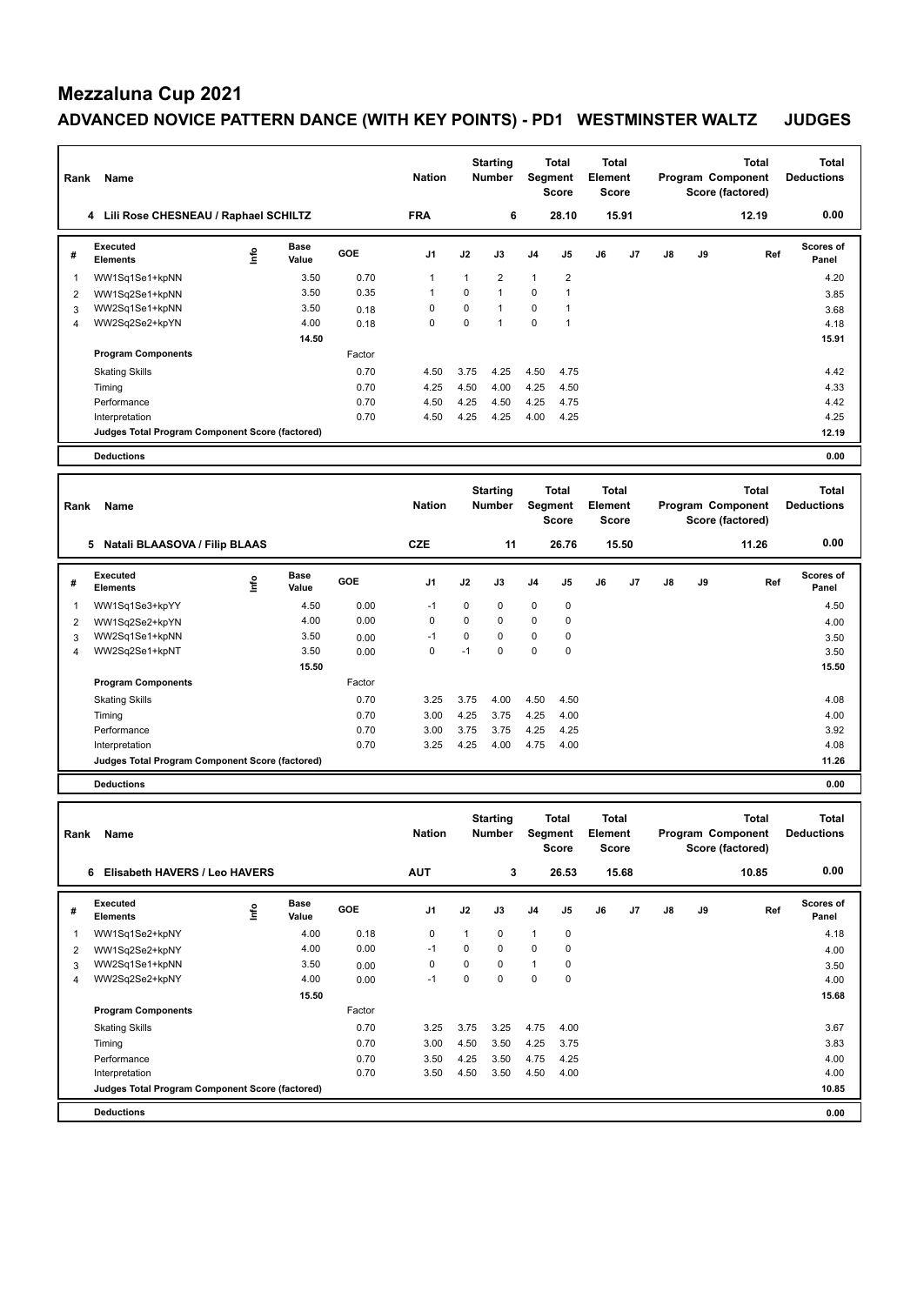# Mezzaluna Cup 2021

## ADVANCED NOVICE PATTERN DANCE (WITH KEY POINTS) - PD1 WESTMINSTER WALTZ JUDGES

| Rank | Name | Nation | Starting Number | Total Segment Score | Total Element Score | Total Program Component Score (factored) | Total Deductions |
|---|---|---|---|---|---|---|---|
| 4 | Lili Rose CHESNEAU / Raphael SCHILTZ | FRA | 6 | 28.10 | 15.91 | 12.19 | 0.00 |

| # | Executed Elements | Info | Base Value | GOE | J1 | J2 | J3 | J4 | J5 | J6 | J7 | J8 | J9 | Ref | Scores of Panel |
|---|---|---|---|---|---|---|---|---|---|---|---|---|---|---|---|
| 1 | WW1Sq1Se1+kpNN | | 3.50 | 0.70 | 1 | 1 | 2 | 1 | 2 | | | | | | 4.20 |
| 2 | WW1Sq2Se1+kpNN | | 3.50 | 0.35 | 1 | 0 | 1 | 0 | 1 | | | | | | 3.85 |
| 3 | WW2Sq1Se1+kpNN | | 3.50 | 0.18 | 0 | 0 | 1 | 0 | 1 | | | | | | 3.68 |
| 4 | WW2Sq2Se2+kpYN | | 4.00 | 0.18 | 0 | 0 | 1 | 0 | 1 | | | | | | 4.18 |
| | | | 14.50 | | | | | | | | | | | | 15.91 |
| | **Program Components** | | | Factor | | | | | | | | | | | |
| | Skating Skills | | | 0.70 | 4.50 | 3.75 | 4.25 | 4.50 | 4.75 | | | | | | 4.42 |
| | Timing | | | 0.70 | 4.25 | 4.50 | 4.00 | 4.25 | 4.50 | | | | | | 4.33 |
| | Performance | | | 0.70 | 4.50 | 4.25 | 4.50 | 4.25 | 4.75 | | | | | | 4.42 |
| | Interpretation | | | 0.70 | 4.50 | 4.25 | 4.25 | 4.00 | 4.25 | | | | | | 4.25 |
| | **Judges Total Program Component Score (factored)** | | | | | | | | | | | | | | 12.19 |
| | **Deductions** | | | | | | | | | | | | | | 0.00 |

| Rank | Name | Nation | Starting Number | Total Segment Score | Total Element Score | Total Program Component Score (factored) | Total Deductions |
|---|---|---|---|---|---|---|---|
| 5 | Natali BLAASOVA / Filip BLAAS | CZE | 11 | 26.76 | 15.50 | 11.26 | 0.00 |

| # | Executed Elements | Info | Base Value | GOE | J1 | J2 | J3 | J4 | J5 | J6 | J7 | J8 | J9 | Ref | Scores of Panel |
|---|---|---|---|---|---|---|---|---|---|---|---|---|---|---|---|
| 1 | WW1Sq1Se3+kpYY | | 4.50 | 0.00 | -1 | 0 | 0 | 0 | 0 | | | | | | 4.50 |
| 2 | WW1Sq2Se2+kpYN | | 4.00 | 0.00 | 0 | 0 | 0 | 0 | 0 | | | | | | 4.00 |
| 3 | WW2Sq1Se1+kpNN | | 3.50 | 0.00 | -1 | 0 | 0 | 0 | 0 | | | | | | 3.50 |
| 4 | WW2Sq2Se1+kpNT | | 3.50 | 0.00 | 0 | -1 | 0 | 0 | 0 | | | | | | 3.50 |
| | | | 15.50 | | | | | | | | | | | | 15.50 |
| | **Program Components** | | | Factor | | | | | | | | | | | |
| | Skating Skills | | | 0.70 | 3.25 | 3.75 | 4.00 | 4.50 | 4.50 | | | | | | 4.08 |
| | Timing | | | 0.70 | 3.00 | 4.25 | 3.75 | 4.25 | 4.00 | | | | | | 4.00 |
| | Performance | | | 0.70 | 3.00 | 3.75 | 3.75 | 4.25 | 4.25 | | | | | | 3.92 |
| | Interpretation | | | 0.70 | 3.25 | 4.25 | 4.00 | 4.75 | 4.00 | | | | | | 4.08 |
| | **Judges Total Program Component Score (factored)** | | | | | | | | | | | | | | 11.26 |
| | **Deductions** | | | | | | | | | | | | | | 0.00 |

| Rank | Name | Nation | Starting Number | Total Segment Score | Total Element Score | Total Program Component Score (factored) | Total Deductions |
|---|---|---|---|---|---|---|---|
| 6 | Elisabeth HAVERS / Leo HAVERS | AUT | 3 | 26.53 | 15.68 | 10.85 | 0.00 |

| # | Executed Elements | Info | Base Value | GOE | J1 | J2 | J3 | J4 | J5 | J6 | J7 | J8 | J9 | Ref | Scores of Panel |
|---|---|---|---|---|---|---|---|---|---|---|---|---|---|---|---|
| 1 | WW1Sq1Se2+kpNY | | 4.00 | 0.18 | 0 | 1 | 0 | 1 | 0 | | | | | | 4.18 |
| 2 | WW1Sq2Se2+kpNY | | 4.00 | 0.00 | -1 | 0 | 0 | 0 | 0 | | | | | | 4.00 |
| 3 | WW2Sq1Se1+kpNN | | 3.50 | 0.00 | 0 | 0 | 0 | 1 | 0 | | | | | | 3.50 |
| 4 | WW2Sq2Se2+kpNY | | 4.00 | 0.00 | -1 | 0 | 0 | 0 | 0 | | | | | | 4.00 |
| | | | 15.50 | | | | | | | | | | | | 15.68 |
| | **Program Components** | | | Factor | | | | | | | | | | | |
| | Skating Skills | | | 0.70 | 3.25 | 3.75 | 3.25 | 4.75 | 4.00 | | | | | | 3.67 |
| | Timing | | | 0.70 | 3.00 | 4.50 | 3.50 | 4.25 | 3.75 | | | | | | 3.83 |
| | Performance | | | 0.70 | 3.50 | 4.25 | 3.50 | 4.75 | 4.25 | | | | | | 4.00 |
| | Interpretation | | | 0.70 | 3.50 | 4.50 | 3.50 | 4.50 | 4.00 | | | | | | 4.00 |
| | **Judges Total Program Component Score (factored)** | | | | | | | | | | | | | | 10.85 |
| | **Deductions** | | | | | | | | | | | | | | 0.00 |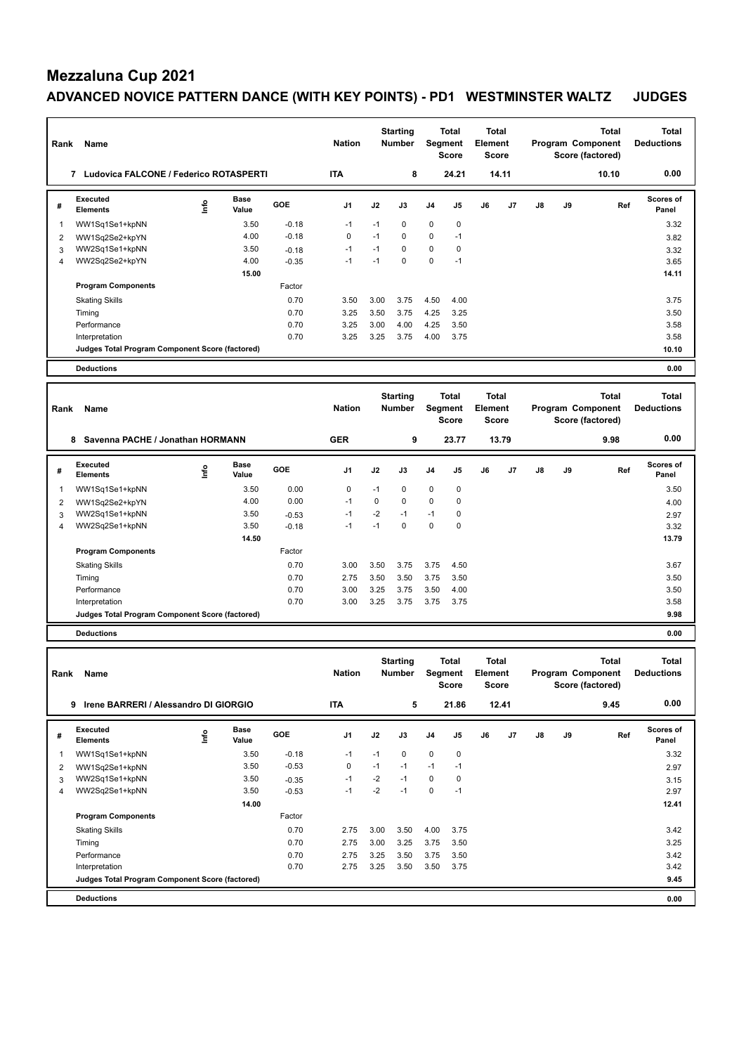# Mezzaluna Cup 2021

## ADVANCED NOVICE PATTERN DANCE (WITH KEY POINTS) - PD1 WESTMINSTER WALTZ JUDGES

| Rank | Name | Nation | Starting Number | Total Segment Score | Total Element Score | Total Program Component Score (factored) | Total Deductions |
|---|---|---|---|---|---|---|---|
| 7 | Ludovica FALCONE / Federico ROTASPERTI | ITA | 8 | 24.21 | 14.11 | 10.10 | 0.00 |

| # | Executed Elements | Info | Base Value | GOE | J1 | J2 | J3 | J4 | J5 | J6 | J7 | J8 | J9 | Ref | Scores of Panel |
|---|---|---|---|---|---|---|---|---|---|---|---|---|---|---|---|
| 1 | WW1Sq1Se1+kpNN | | 3.50 | -0.18 | -1 | -1 | 0 | 0 | 0 | | | | | | 3.32 |
| 2 | WW1Sq2Se2+kpYN | | 4.00 | -0.18 | 0 | -1 | 0 | 0 | -1 | | | | | | 3.82 |
| 3 | WW2Sq1Se1+kpNN | | 3.50 | -0.18 | -1 | -1 | 0 | 0 | 0 | | | | | | 3.32 |
| 4 | WW2Sq2Se2+kpYN | | 4.00 | -0.35 | -1 | -1 | 0 | 0 | -1 | | | | | | 3.65 |
| | | | 15.00 | | | | | | | | | | | | 14.11 |
| | **Program Components** | | | Factor | | | | | | | | | | | |
| | Skating Skills | | | 0.70 | 3.50 | 3.00 | 3.75 | 4.50 | 4.00 | | | | | | 3.75 |
| | Timing | | | 0.70 | 3.25 | 3.50 | 3.75 | 4.25 | 3.25 | | | | | | 3.50 |
| | Performance | | | 0.70 | 3.25 | 3.00 | 4.00 | 4.25 | 3.50 | | | | | | 3.58 |
| | Interpretation | | | 0.70 | 3.25 | 3.25 | 3.75 | 4.00 | 3.75 | | | | | | 3.58 |
| | **Judges Total Program Component Score (factored)** | | | | | | | | | | | | | | 10.10 |
| | **Deductions** | | | | | | | | | | | | | | 0.00 |

| Rank | Name | Nation | Starting Number | Total Segment Score | Total Element Score | Total Program Component Score (factored) | Total Deductions |
|---|---|---|---|---|---|---|---|
| 8 | Savenna PACHE / Jonathan HORMANN | GER | 9 | 23.77 | 13.79 | 9.98 | 0.00 |

| # | Executed Elements | Info | Base Value | GOE | J1 | J2 | J3 | J4 | J5 | J6 | J7 | J8 | J9 | Ref | Scores of Panel |
|---|---|---|---|---|---|---|---|---|---|---|---|---|---|---|---|
| 1 | WW1Sq1Se1+kpNN | | 3.50 | 0.00 | 0 | -1 | 0 | 0 | 0 | | | | | | 3.50 |
| 2 | WW1Sq2Se2+kpYN | | 4.00 | 0.00 | -1 | 0 | 0 | 0 | 0 | | | | | | 4.00 |
| 3 | WW2Sq1Se1+kpNN | | 3.50 | -0.53 | -1 | -2 | -1 | -1 | 0 | | | | | | 2.97 |
| 4 | WW2Sq2Se1+kpNN | | 3.50 | -0.18 | -1 | -1 | 0 | 0 | 0 | | | | | | 3.32 |
| | | | 14.50 | | | | | | | | | | | | 13.79 |
| | **Program Components** | | | Factor | | | | | | | | | | | |
| | Skating Skills | | | 0.70 | 3.00 | 3.50 | 3.75 | 3.75 | 4.50 | | | | | | 3.67 |
| | Timing | | | 0.70 | 2.75 | 3.50 | 3.50 | 3.75 | 3.50 | | | | | | 3.50 |
| | Performance | | | 0.70 | 3.00 | 3.25 | 3.75 | 3.50 | 4.00 | | | | | | 3.50 |
| | Interpretation | | | 0.70 | 3.00 | 3.25 | 3.75 | 3.75 | 3.75 | | | | | | 3.58 |
| | **Judges Total Program Component Score (factored)** | | | | | | | | | | | | | | 9.98 |
| | **Deductions** | | | | | | | | | | | | | | 0.00 |

| Rank | Name | Nation | Starting Number | Total Segment Score | Total Element Score | Total Program Component Score (factored) | Total Deductions |
|---|---|---|---|---|---|---|---|
| 9 | Irene BARRERI / Alessandro DI GIORGIO | ITA | 5 | 21.86 | 12.41 | 9.45 | 0.00 |

| # | Executed Elements | Info | Base Value | GOE | J1 | J2 | J3 | J4 | J5 | J6 | J7 | J8 | J9 | Ref | Scores of Panel |
|---|---|---|---|---|---|---|---|---|---|---|---|---|---|---|---|
| 1 | WW1Sq1Se1+kpNN | | 3.50 | -0.18 | -1 | -1 | 0 | 0 | 0 | | | | | | 3.32 |
| 2 | WW1Sq2Se1+kpNN | | 3.50 | -0.53 | 0 | -1 | -1 | -1 | -1 | | | | | | 2.97 |
| 3 | WW2Sq1Se1+kpNN | | 3.50 | -0.35 | -1 | -2 | -1 | 0 | 0 | | | | | | 3.15 |
| 4 | WW2Sq2Se1+kpNN | | 3.50 | -0.53 | -1 | -2 | -1 | 0 | -1 | | | | | | 2.97 |
| | | | 14.00 | | | | | | | | | | | | 12.41 |
| | **Program Components** | | | Factor | | | | | | | | | | | |
| | Skating Skills | | | 0.70 | 2.75 | 3.00 | 3.50 | 4.00 | 3.75 | | | | | | 3.42 |
| | Timing | | | 0.70 | 2.75 | 3.00 | 3.25 | 3.75 | 3.50 | | | | | | 3.25 |
| | Performance | | | 0.70 | 2.75 | 3.25 | 3.50 | 3.75 | 3.50 | | | | | | 3.42 |
| | Interpretation | | | 0.70 | 2.75 | 3.25 | 3.50 | 3.50 | 3.75 | | | | | | 3.42 |
| | **Judges Total Program Component Score (factored)** | | | | | | | | | | | | | | 9.45 |
| | **Deductions** | | | | | | | | | | | | | | 0.00 |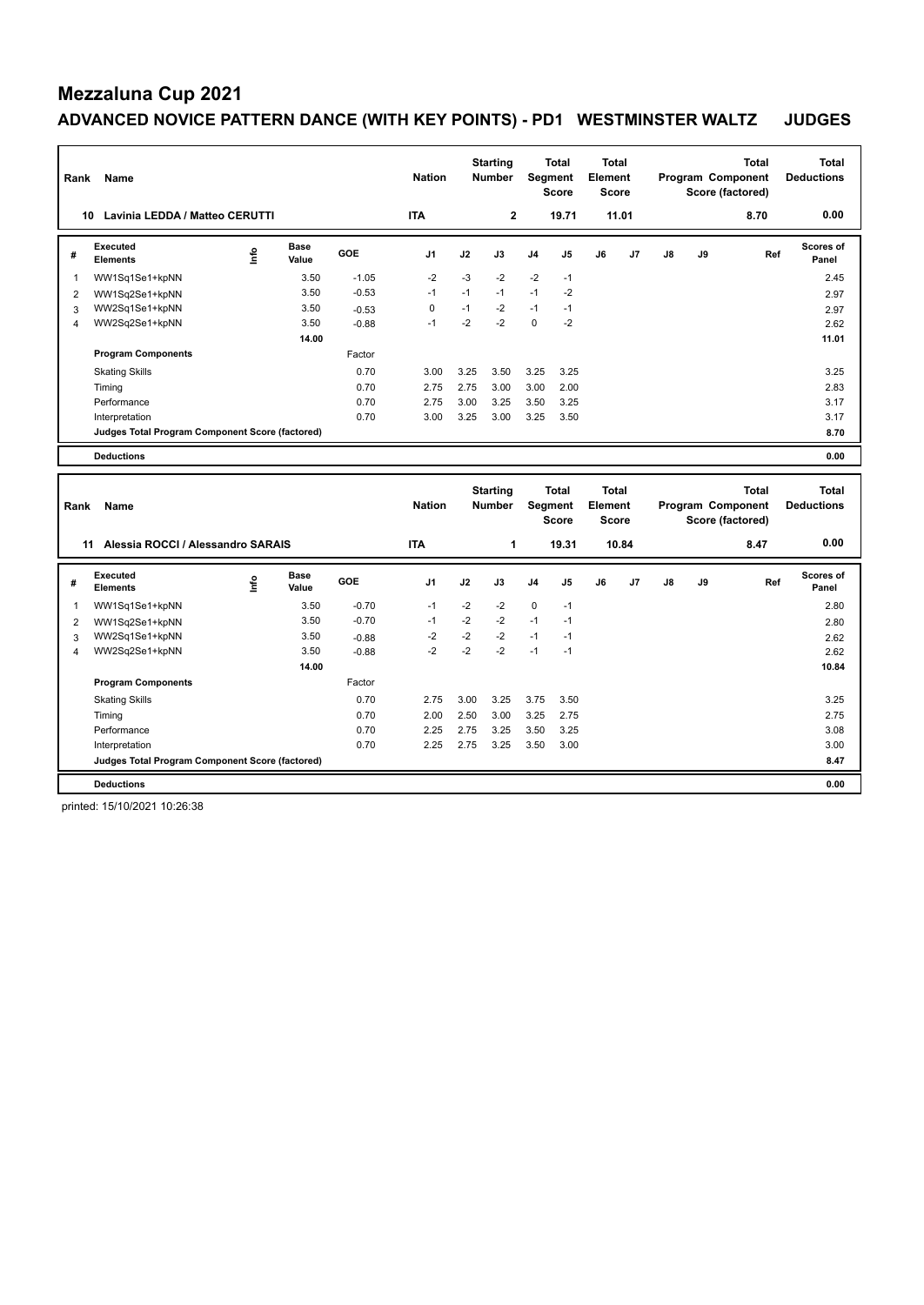# Mezzaluna Cup 2021

## ADVANCED NOVICE PATTERN DANCE (WITH KEY POINTS) - PD1 WESTMINSTER WALTZ JUDGES

| Rank | Name | Nation | Starting Number | Total Segment Score | Total Element Score | Total Program Component Score (factored) | Total Deductions |
|---|---|---|---|---|---|---|---|
| 10 | Lavinia LEDDA / Matteo CERUTTI | ITA | 2 | 19.71 | 11.01 | 8.70 | 0.00 |

| # | Executed Elements | Info | Base Value | GOE | J1 | J2 | J3 | J4 | J5 | J6 | J7 | J8 | J9 | Ref | Scores of Panel |
|---|---|---|---|---|---|---|---|---|---|---|---|---|---|---|---|
| 1 | WW1Sq1Se1+kpNN | | 3.50 | -1.05 | -2 | -3 | -2 | -2 | -1 | | | | | | 2.45 |
| 2 | WW1Sq2Se1+kpNN | | 3.50 | -0.53 | -1 | -1 | -1 | -1 | -2 | | | | | | 2.97 |
| 3 | WW2Sq1Se1+kpNN | | 3.50 | -0.53 | 0 | -1 | -2 | -1 | -1 | | | | | | 2.97 |
| 4 | WW2Sq2Se1+kpNN | | 3.50 | -0.88 | -1 | -2 | -2 | 0 | -2 | | | | | | 2.62 |
| | | | 14.00 | | | | | | | | | | | | 11.01 |
| | **Program Components** | | | Factor | | | | | | | | | | | |
| | Skating Skills | | | 0.70 | 3.00 | 3.25 | 3.50 | 3.25 | 3.25 | | | | | | 3.25 |
| | Timing | | | 0.70 | 2.75 | 2.75 | 3.00 | 3.00 | 2.00 | | | | | | 2.83 |
| | Performance | | | 0.70 | 2.75 | 3.00 | 3.25 | 3.50 | 3.25 | | | | | | 3.17 |
| | Interpretation | | | 0.70 | 3.00 | 3.25 | 3.00 | 3.25 | 3.50 | | | | | | 3.17 |
| | **Judges Total Program Component Score (factored)** | | | | | | | | | | | | | | 8.70 |
| | **Deductions** | | | | | | | | | | | | | | 0.00 |

| Rank | Name | Nation | Starting Number | Total Segment Score | Total Element Score | Total Program Component Score (factored) | Total Deductions |
|---|---|---|---|---|---|---|---|
| 11 | Alessia ROCCI / Alessandro SARAIS | ITA | 1 | 19.31 | 10.84 | 8.47 | 0.00 |

| # | Executed Elements | Info | Base Value | GOE | J1 | J2 | J3 | J4 | J5 | J6 | J7 | J8 | J9 | Ref | Scores of Panel |
|---|---|---|---|---|---|---|---|---|---|---|---|---|---|---|---|
| 1 | WW1Sq1Se1+kpNN | | 3.50 | -0.70 | -1 | -2 | -2 | 0 | -1 | | | | | | 2.80 |
| 2 | WW1Sq2Se1+kpNN | | 3.50 | -0.70 | -1 | -2 | -2 | -1 | -1 | | | | | | 2.80 |
| 3 | WW2Sq1Se1+kpNN | | 3.50 | -0.88 | -2 | -2 | -2 | -1 | -1 | | | | | | 2.62 |
| 4 | WW2Sq2Se1+kpNN | | 3.50 | -0.88 | -2 | -2 | -2 | -1 | -1 | | | | | | 2.62 |
| | | | 14.00 | | | | | | | | | | | | 10.84 |
| | **Program Components** | | | Factor | | | | | | | | | | | |
| | Skating Skills | | | 0.70 | 2.75 | 3.00 | 3.25 | 3.75 | 3.50 | | | | | | 3.25 |
| | Timing | | | 0.70 | 2.00 | 2.50 | 3.00 | 3.25 | 2.75 | | | | | | 2.75 |
| | Performance | | | 0.70 | 2.25 | 2.75 | 3.25 | 3.50 | 3.25 | | | | | | 3.08 |
| | Interpretation | | | 0.70 | 2.25 | 2.75 | 3.25 | 3.50 | 3.00 | | | | | | 3.00 |
| | **Judges Total Program Component Score (factored)** | | | | | | | | | | | | | | 8.47 |
| | **Deductions** | | | | | | | | | | | | | | 0.00 |

printed: 15/10/2021 10:26:38